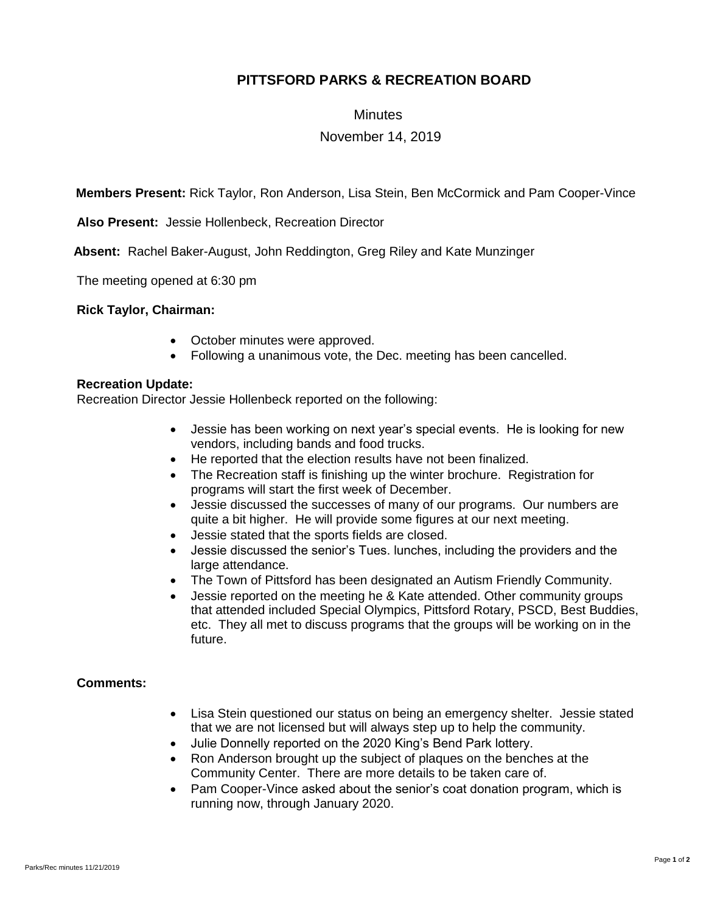# PITTSFORD PARKS & RECREATION BOARD

Minutes

November 14, 2019

**Members Present:** Rick Taylor, Ron Anderson, Lisa Stein, Ben McCormick and Pam Cooper-Vince

**Also Present:** Jessie Hollenbeck, Recreation Director

**Absent:** Rachel Baker-August, John Reddington, Greg Riley and Kate Munzinger

The meeting opened at 6:30 pm

**Rick Taylor, Chairman:**

- October minutes were approved.
- Following a unanimous vote, the Dec. meeting has been cancelled.

**Recreation Update:**

Recreation Director Jessie Hollenbeck reported on the following:

- Jessie has been working on next year's special events. He is looking for new vendors, including bands and food trucks.
- He reported that the election results have not been finalized.
- The Recreation staff is finishing up the winter brochure. Registration for programs will start the first week of December.
- Jessie discussed the successes of many of our programs. Our numbers are quite a bit higher. He will provide some figures at our next meeting.
- Jessie stated that the sports fields are closed.
- Jessie discussed the senior's Tues. lunches, including the providers and the large attendance.
- The Town of Pittsford has been designated an Autism Friendly Community.
- Jessie reported on the meeting he & Kate attended. Other community groups that attended included Special Olympics, Pittsford Rotary, PSCD, Best Buddies, etc. They all met to discuss programs that the groups will be working on in the future.

**Comments:**

- Lisa Stein questioned our status on being an emergency shelter. Jessie stated that we are not licensed but will always step up to help the community.
- Julie Donnelly reported on the 2020 King's Bend Park lottery.
- Ron Anderson brought up the subject of plaques on the benches at the Community Center. There are more details to be taken care of.
- Pam Cooper-Vince asked about the senior's coat donation program, which is running now, through January 2020.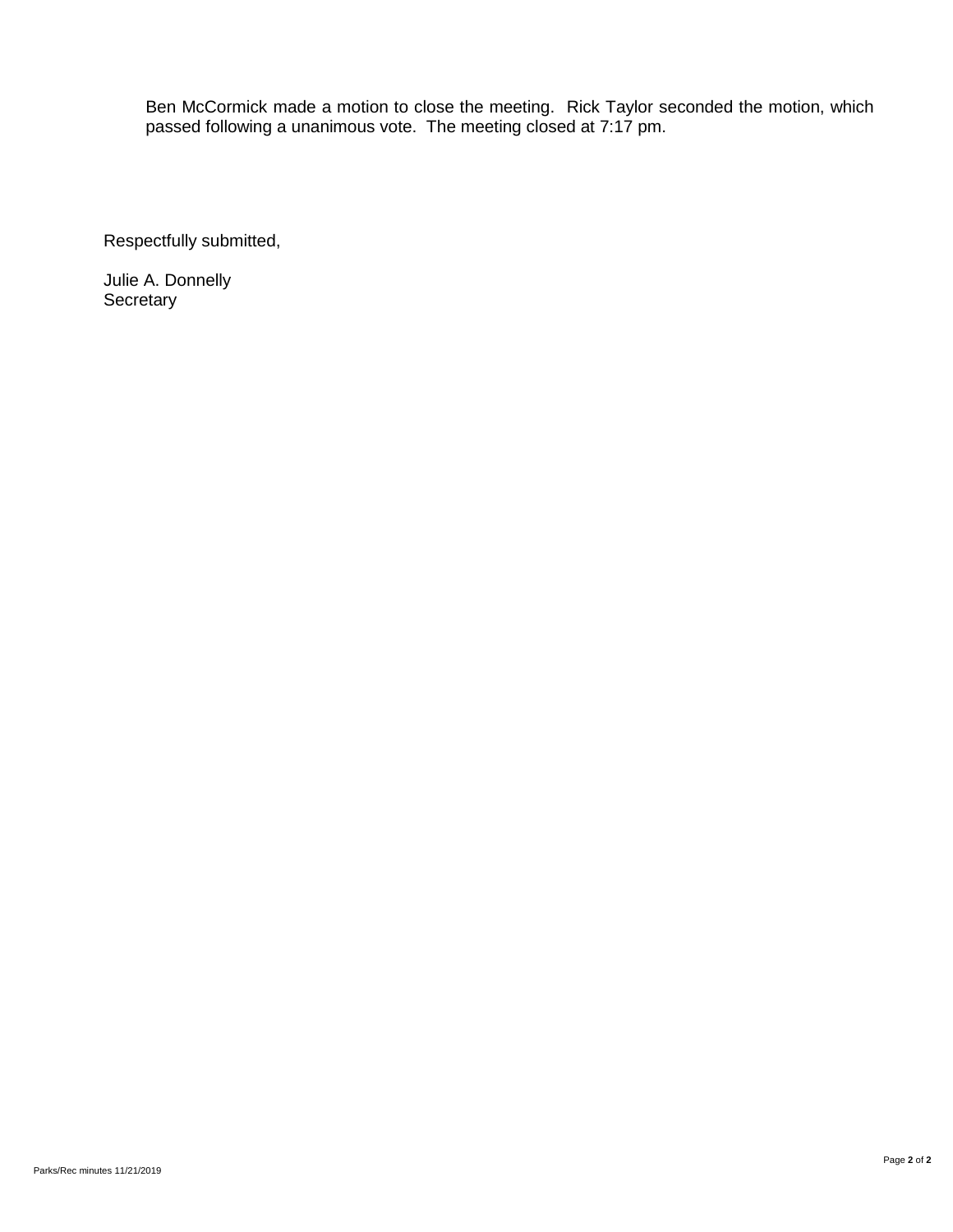Ben McCormick made a motion to close the meeting. Rick Taylor seconded the motion, which passed following a unanimous vote. The meeting closed at 7:17 pm.

Respectfully submitted,

Julie A. Donnelly
Secretary